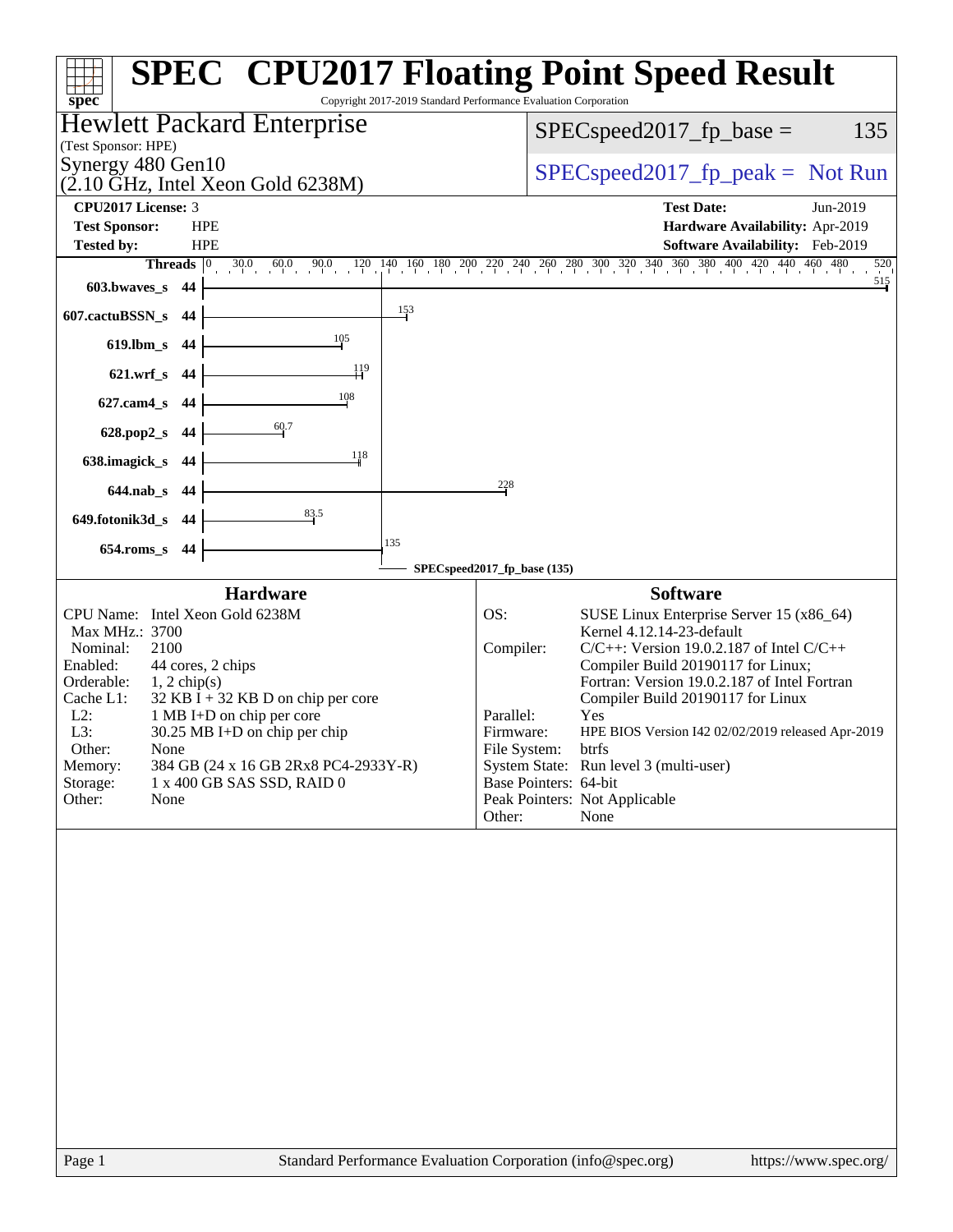# SPEC CPU2017 Floating Point Speed Result

Copyright 2017-2019 Standard Performance Evaluation Corporation

**Hewlett Packard Enterprise**
(Test Sponsor: HPE)
Synergy 480 Gen10
(2.10 GHz, Intel Xeon Gold 6238M)

SPECspeed2017_fp_base = 135

SPECspeed2017_fp_peak = Not Run

**CPU2017 License:** 3
**Test Sponsor:** HPE
**Tested by:** HPE

**Test Date:** Jun-2019
**Hardware Availability:** Apr-2019
**Software Availability:** Feb-2019

| Benchmark | Threads | Base Result |
|---|---|---|
| 603.bwaves_s | 44 | 515 |
| 607.cactuBSSN_s | 44 | 153 |
| 619.lbm_s | 44 | 105 |
| 621.wrf_s | 44 | 119 |
| 627.cam4_s | 44 | 108 |
| 628.pop2_s | 44 | 60.7 |
| 638.imagick_s | 44 | 118 |
| 644.nab_s | 44 | 228 |
| 649.fotonik3d_s | 44 | 83.5 |
| 654.roms_s | 44 | 135 |

SPECspeed2017_fp_base (135)

## Hardware

| | |
|---|---|
| CPU Name: | Intel Xeon Gold 6238M |
| Max MHz.: | 3700 |
| Nominal: | 2100 |
| Enabled: | 44 cores, 2 chips |
| Orderable: | 1, 2 chip(s) |
| Cache L1: | 32 KB I + 32 KB D on chip per core |
| L2: | 1 MB I+D on chip per core |
| L3: | 30.25 MB I+D on chip per chip |
| Other: | None |
| Memory: | 384 GB (24 x 16 GB 2Rx8 PC4-2933Y-R) |
| Storage: | 1 x 400 GB SAS SSD, RAID 0 |
| Other: | None |

## Software

| | |
|---|---|
| OS: | SUSE Linux Enterprise Server 15 (x86_64) Kernel 4.12.14-23-default |
| Compiler: | C/C++: Version 19.0.2.187 of Intel C/C++ Compiler Build 20190117 for Linux; Fortran: Version 19.0.2.187 of Intel Fortran Compiler Build 20190117 for Linux |
| Parallel: | Yes |
| Firmware: | HPE BIOS Version I42 02/02/2019 released Apr-2019 |
| File System: | btrfs |
| System State: | Run level 3 (multi-user) |
| Base Pointers: | 64-bit |
| Peak Pointers: | Not Applicable |
| Other: | None |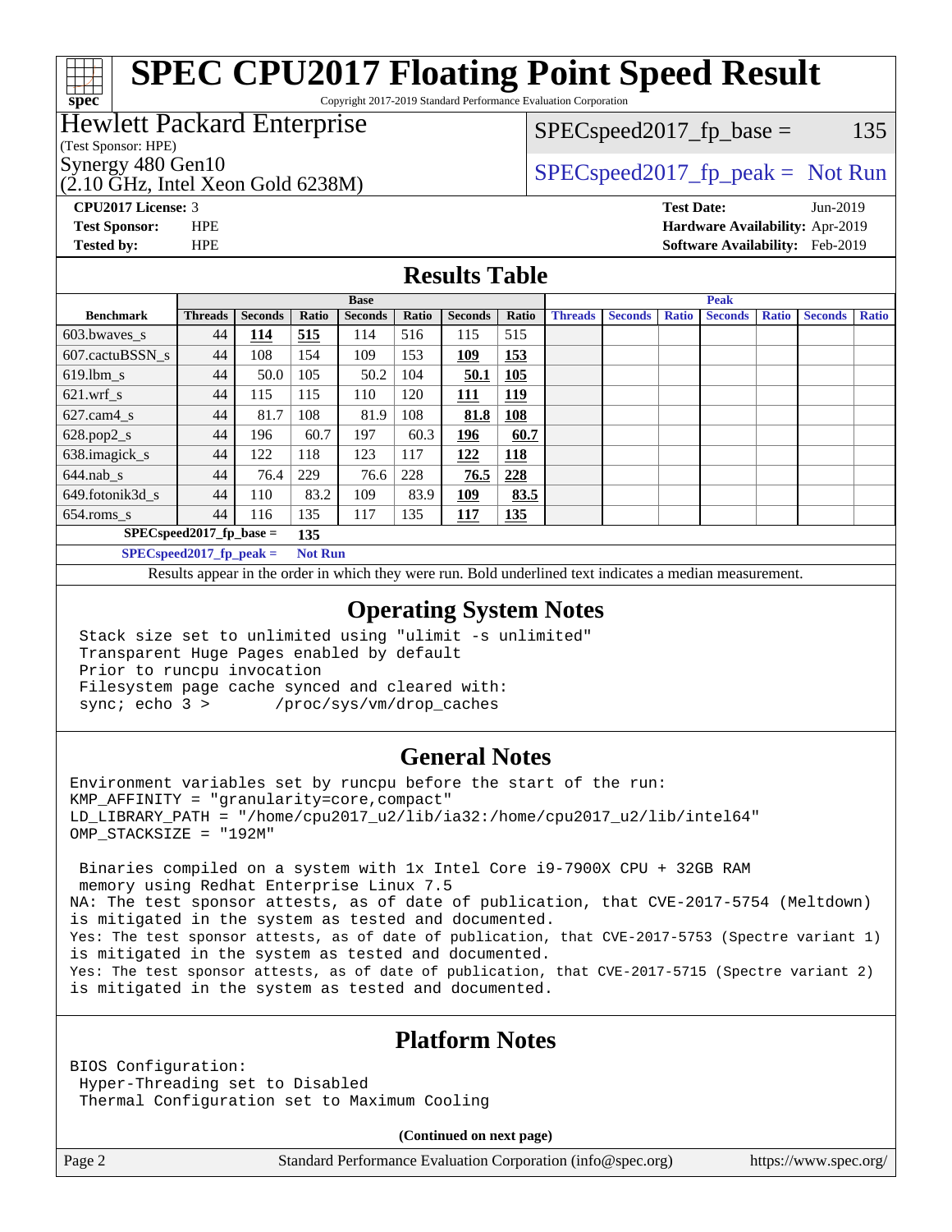# SPEC CPU2017 Floating Point Speed Result

Copyright 2017-2019 Standard Performance Evaluation Corporation

**Hewlett Packard Enterprise**
(Test Sponsor: HPE)
Synergy 480 Gen10
(2.10 GHz, Intel Xeon Gold 6238M)

SPECspeed2017_fp_base = 135

SPECspeed2017_fp_peak = Not Run

**CPU2017 License:** 3
**Test Sponsor:** HPE
**Tested by:** HPE

**Test Date:** Jun-2019
**Hardware Availability:** Apr-2019
**Software Availability:** Feb-2019

## Results Table

| Benchmark | Base | | | | | | | Peak | | | | | | |
|---|---|---|---|---|---|---|---|---|---|---|---|---|---|---|
| | Threads | Seconds | Ratio | Seconds | Ratio | Seconds | Ratio | Threads | Seconds | Ratio | Seconds | Ratio | Seconds | Ratio |
| 603.bwaves_s | 44 | **114** | **515** | 114 | 516 | 115 | 515 | | | | | | | |
| 607.cactuBSSN_s | 44 | 108 | 154 | 109 | 153 | **109** | **153** | | | | | | | |
| 619.lbm_s | 44 | 50.0 | 105 | 50.2 | 104 | **50.1** | **105** | | | | | | | |
| 621.wrf_s | 44 | 115 | 115 | 110 | 120 | **111** | **119** | | | | | | | |
| 627.cam4_s | 44 | 81.7 | 108 | 81.9 | 108 | **81.8** | **108** | | | | | | | |
| 628.pop2_s | 44 | 196 | 60.7 | 197 | 60.3 | **196** | **60.7** | | | | | | | |
| 638.imagick_s | 44 | 122 | 118 | 123 | 117 | **122** | **118** | | | | | | | |
| 644.nab_s | 44 | 76.4 | 229 | 76.6 | 228 | **76.5** | **228** | | | | | | | |
| 649.fotonik3d_s | 44 | 110 | 83.2 | 109 | 83.9 | **109** | **83.5** | | | | | | | |
| 654.roms_s | 44 | 116 | 135 | 117 | 135 | **117** | **135** | | | | | | | |

**SPECspeed2017_fp_base =** **135**

**SPECspeed2017_fp_peak =** **Not Run**

Results appear in the order in which they were run. Bold underlined text indicates a median measurement.

## Operating System Notes

```
Stack size set to unlimited using "ulimit -s unlimited"
Transparent Huge Pages enabled by default
Prior to runcpu invocation
Filesystem page cache synced and cleared with:
sync; echo 3 >       /proc/sys/vm/drop_caches
```

## General Notes

```
Environment variables set by runcpu before the start of the run:
KMP_AFFINITY = "granularity=core,compact"
LD_LIBRARY_PATH = "/home/cpu2017_u2/lib/ia32:/home/cpu2017_u2/lib/intel64"
OMP_STACKSIZE = "192M"

 Binaries compiled on a system with 1x Intel Core i9-7900X CPU + 32GB RAM
 memory using Redhat Enterprise Linux 7.5
NA: The test sponsor attests, as of date of publication, that CVE-2017-5754 (Meltdown)
is mitigated in the system as tested and documented.
Yes: The test sponsor attests, as of date of publication, that CVE-2017-5753 (Spectre variant 1)
is mitigated in the system as tested and documented.
Yes: The test sponsor attests, as of date of publication, that CVE-2017-5715 (Spectre variant 2)
is mitigated in the system as tested and documented.
```

## Platform Notes

```
BIOS Configuration:
 Hyper-Threading set to Disabled
 Thermal Configuration set to Maximum Cooling
```

**(Continued on next page)**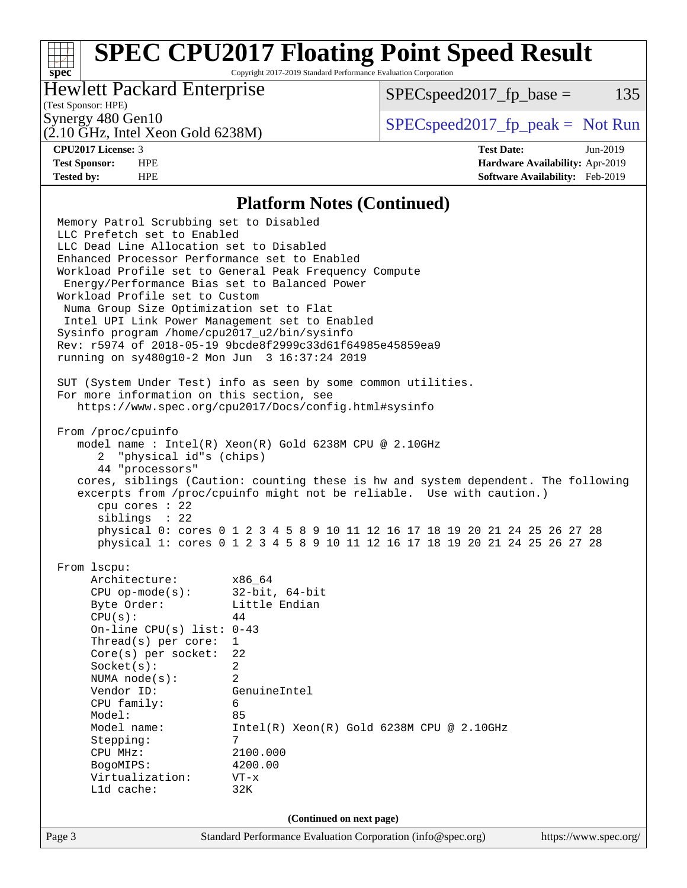# SPEC CPU2017 Floating Point Speed Result

Copyright 2017-2019 Standard Performance Evaluation Corporation

**Hewlett Packard Enterprise**
(Test Sponsor: HPE)
Synergy 480 Gen10
(2.10 GHz, Intel Xeon Gold 6238M)

SPECspeed2017_fp_base = 135

SPECspeed2017_fp_peak = Not Run

**CPU2017 License:** 3
**Test Sponsor:** HPE
**Tested by:** HPE

**Test Date:** Jun-2019
**Hardware Availability:** Apr-2019
**Software Availability:** Feb-2019

## Platform Notes (Continued)

```
Memory Patrol Scrubbing set to Disabled
LLC Prefetch set to Enabled
LLC Dead Line Allocation set to Disabled
Enhanced Processor Performance set to Enabled
Workload Profile set to General Peak Frequency Compute
 Energy/Performance Bias set to Balanced Power
Workload Profile set to Custom
 Numa Group Size Optimization set to Flat
 Intel UPI Link Power Management set to Enabled
Sysinfo program /home/cpu2017_u2/bin/sysinfo
Rev: r5974 of 2018-05-19 9bcde8f2999c33d61f64985e45859ea9
running on sy480g10-2 Mon Jun  3 16:37:24 2019

SUT (System Under Test) info as seen by some common utilities.
For more information on this section, see
   https://www.spec.org/cpu2017/Docs/config.html#sysinfo

From /proc/cpuinfo
   model name : Intel(R) Xeon(R) Gold 6238M CPU @ 2.10GHz
      2  "physical id"s (chips)
      44 "processors"
   cores, siblings (Caution: counting these is hw and system dependent. The following
   excerpts from /proc/cpuinfo might not be reliable.  Use with caution.)
      cpu cores : 22
      siblings  : 22
      physical 0: cores 0 1 2 3 4 5 8 9 10 11 12 16 17 18 19 20 21 24 25 26 27 28
      physical 1: cores 0 1 2 3 4 5 8 9 10 11 12 16 17 18 19 20 21 24 25 26 27 28

From lscpu:
     Architecture:        x86_64
     CPU op-mode(s):      32-bit, 64-bit
     Byte Order:          Little Endian
     CPU(s):              44
     On-line CPU(s) list: 0-43
     Thread(s) per core:  1
     Core(s) per socket:  22
     Socket(s):           2
     NUMA node(s):        2
     Vendor ID:           GenuineIntel
     CPU family:          6
     Model:               85
     Model name:          Intel(R) Xeon(R) Gold 6238M CPU @ 2.10GHz
     Stepping:            7
     CPU MHz:             2100.000
     BogoMIPS:            4200.00
     Virtualization:      VT-x
     L1d cache:           32K
```

**(Continued on next page)**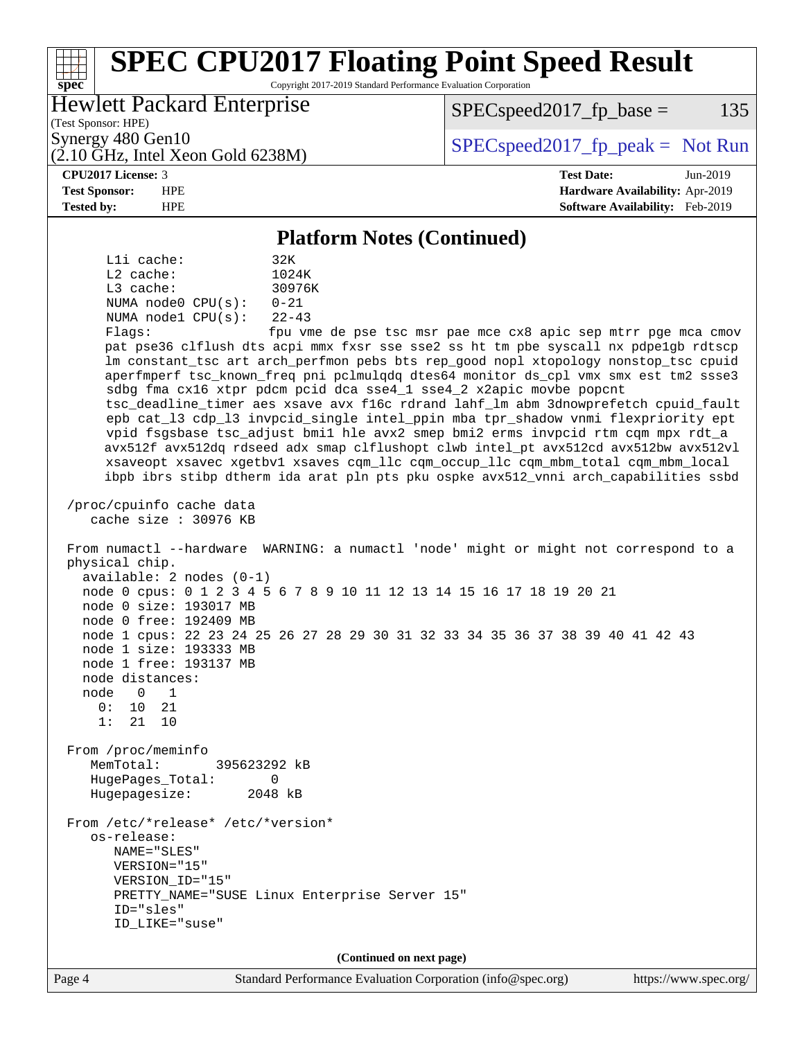## Platform Notes (Continued)

```
      L1i cache:           32K
      L2 cache:            1024K
      L3 cache:            30976K
      NUMA node0 CPU(s):   0-21
      NUMA node1 CPU(s):   22-43
      Flags:               fpu vme de pse tsc msr pae mce cx8 apic sep mtrr pge mca cmov
      pat pse36 clflush dts acpi mmx fxsr sse sse2 ss ht tm pbe syscall nx pdpe1gb rdtscp
      lm constant_tsc art arch_perfmon pebs bts rep_good nopl xtopology nonstop_tsc cpuid
      aperfmperf tsc_known_freq pni pclmulqdq dtes64 monitor ds_cpl vmx smx est tm2 ssse3
      sdbg fma cx16 xtpr pdcm pcid dca sse4_1 sse4_2 x2apic movbe popcnt
      tsc_deadline_timer aes xsave avx f16c rdrand lahf_lm abm 3dnowprefetch cpuid_fault
      epb cat_l3 cdp_l3 invpcid_single intel_ppin mba tpr_shadow vnmi flexpriority ept
      vpid fsgsbase tsc_adjust bmi1 hle avx2 smep bmi2 erms invpcid rtm cqm mpx rdt_a
      avx512f avx512dq rdseed adx smap clflushopt clwb intel_pt avx512cd avx512bw avx512vl
      xsaveopt xsavec xgetbv1 xsaves cqm_llc cqm_occup_llc cqm_mbm_total cqm_mbm_local
      ibpb ibrs stibp dtherm ida arat pln pts pku ospke avx512_vnni arch_capabilities ssbd

 /proc/cpuinfo cache data
    cache size : 30976 KB

 From numactl --hardware  WARNING: a numactl 'node' might or might not correspond to a
 physical chip.
   available: 2 nodes (0-1)
   node 0 cpus: 0 1 2 3 4 5 6 7 8 9 10 11 12 13 14 15 16 17 18 19 20 21
   node 0 size: 193017 MB
   node 0 free: 192409 MB
   node 1 cpus: 22 23 24 25 26 27 28 29 30 31 32 33 34 35 36 37 38 39 40 41 42 43
   node 1 size: 193333 MB
   node 1 free: 193137 MB
   node distances:
   node   0   1
     0:  10  21
     1:  21  10

 From /proc/meminfo
    MemTotal:       395623292 kB
    HugePages_Total:       0
    Hugepagesize:       2048 kB

 From /etc/*release* /etc/*version*
    os-release:
       NAME="SLES"
       VERSION="15"
       VERSION_ID="15"
       PRETTY_NAME="SUSE Linux Enterprise Server 15"
       ID="sles"
       ID_LIKE="suse"
```

**(Continued on next page)**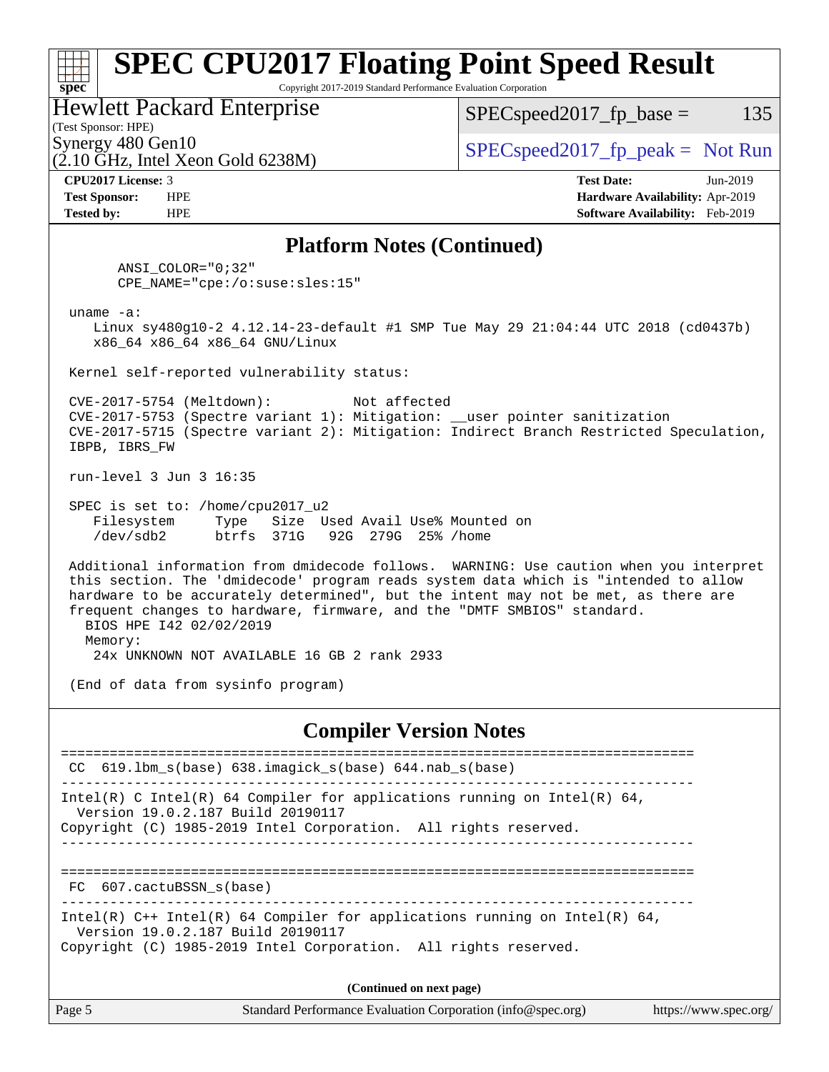## Platform Notes (Continued)

```
      ANSI_COLOR="0;32"
      CPE_NAME="cpe:/o:suse:sles:15"

 uname -a:
    Linux sy480g10-2 4.12.14-23-default #1 SMP Tue May 29 21:04:44 UTC 2018 (cd0437b)
    x86_64 x86_64 x86_64 GNU/Linux

 Kernel self-reported vulnerability status:

 CVE-2017-5754 (Meltdown):          Not affected
 CVE-2017-5753 (Spectre variant 1): Mitigation: __user pointer sanitization
 CVE-2017-5715 (Spectre variant 2): Mitigation: Indirect Branch Restricted Speculation,
 IBPB, IBRS_FW

 run-level 3 Jun 3 16:35

 SPEC is set to: /home/cpu2017_u2
    Filesystem     Type   Size  Used Avail Use% Mounted on
    /dev/sdb2      btrfs  371G   92G  279G  25% /home

 Additional information from dmidecode follows.  WARNING: Use caution when you interpret
 this section. The 'dmidecode' program reads system data which is "intended to allow
 hardware to be accurately determined", but the intent may not be met, as there are
 frequent changes to hardware, firmware, and the "DMTF SMBIOS" standard.
   BIOS HPE I42 02/02/2019
   Memory:
    24x UNKNOWN NOT AVAILABLE 16 GB 2 rank 2933

 (End of data from sysinfo program)
```

## Compiler Version Notes

```
==============================================================================
 CC  619.lbm_s(base) 638.imagick_s(base) 644.nab_s(base)
------------------------------------------------------------------------------
Intel(R) C Intel(R) 64 Compiler for applications running on Intel(R) 64,
  Version 19.0.2.187 Build 20190117
Copyright (C) 1985-2019 Intel Corporation.  All rights reserved.
------------------------------------------------------------------------------

==============================================================================
 FC  607.cactuBSSN_s(base)
------------------------------------------------------------------------------
Intel(R) C++ Intel(R) 64 Compiler for applications running on Intel(R) 64,
  Version 19.0.2.187 Build 20190117
Copyright (C) 1985-2019 Intel Corporation.  All rights reserved.
```

(Continued on next page)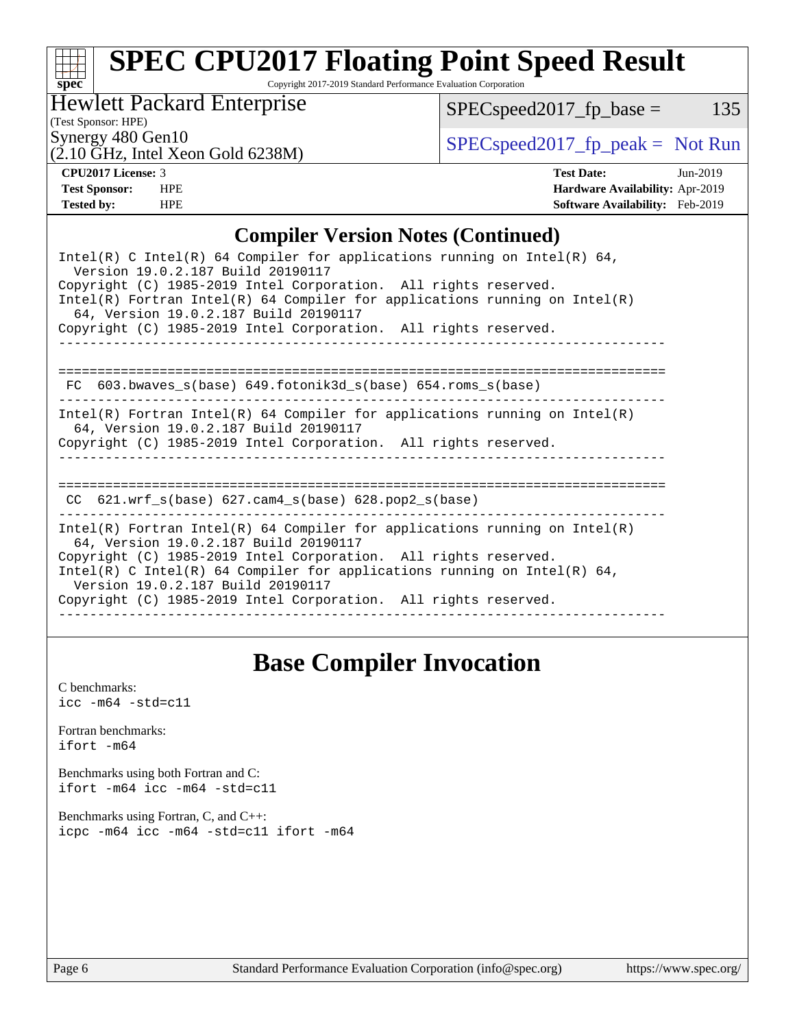# SPEC CPU2017 Floating Point Speed Result

Copyright 2017-2019 Standard Performance Evaluation Corporation

**Hewlett Packard Enterprise**
(Test Sponsor: HPE)
Synergy 480 Gen10
(2.10 GHz, Intel Xeon Gold 6238M)

SPECspeed2017_fp_base = 135

SPECspeed2017_fp_peak = Not Run

| | | | |
|---|---|---|---|
| **CPU2017 License:** | 3 | **Test Date:** | Jun-2019 |
| **Test Sponsor:** | HPE | **Hardware Availability:** | Apr-2019 |
| **Tested by:** | HPE | **Software Availability:** | Feb-2019 |

## Compiler Version Notes (Continued)

```
Intel(R) C Intel(R) 64 Compiler for applications running on Intel(R) 64,
  Version 19.0.2.187 Build 20190117
Copyright (C) 1985-2019 Intel Corporation.  All rights reserved.
Intel(R) Fortran Intel(R) 64 Compiler for applications running on Intel(R)
  64, Version 19.0.2.187 Build 20190117
Copyright (C) 1985-2019 Intel Corporation.  All rights reserved.
------------------------------------------------------------------------------

==============================================================================
 FC  603.bwaves_s(base) 649.fotonik3d_s(base) 654.roms_s(base)
------------------------------------------------------------------------------
Intel(R) Fortran Intel(R) 64 Compiler for applications running on Intel(R)
  64, Version 19.0.2.187 Build 20190117
Copyright (C) 1985-2019 Intel Corporation.  All rights reserved.
------------------------------------------------------------------------------

==============================================================================
 CC  621.wrf_s(base) 627.cam4_s(base) 628.pop2_s(base)
------------------------------------------------------------------------------
Intel(R) Fortran Intel(R) 64 Compiler for applications running on Intel(R)
  64, Version 19.0.2.187 Build 20190117
Copyright (C) 1985-2019 Intel Corporation.  All rights reserved.
Intel(R) C Intel(R) 64 Compiler for applications running on Intel(R) 64,
  Version 19.0.2.187 Build 20190117
Copyright (C) 1985-2019 Intel Corporation.  All rights reserved.
------------------------------------------------------------------------------
```

## Base Compiler Invocation

C benchmarks:
```
icc -m64 -std=c11
```

Fortran benchmarks:
```
ifort -m64
```

Benchmarks using both Fortran and C:
```
ifort -m64 icc -m64 -std=c11
```

Benchmarks using Fortran, C, and C++:
```
icpc -m64 icc -m64 -std=c11 ifort -m64
```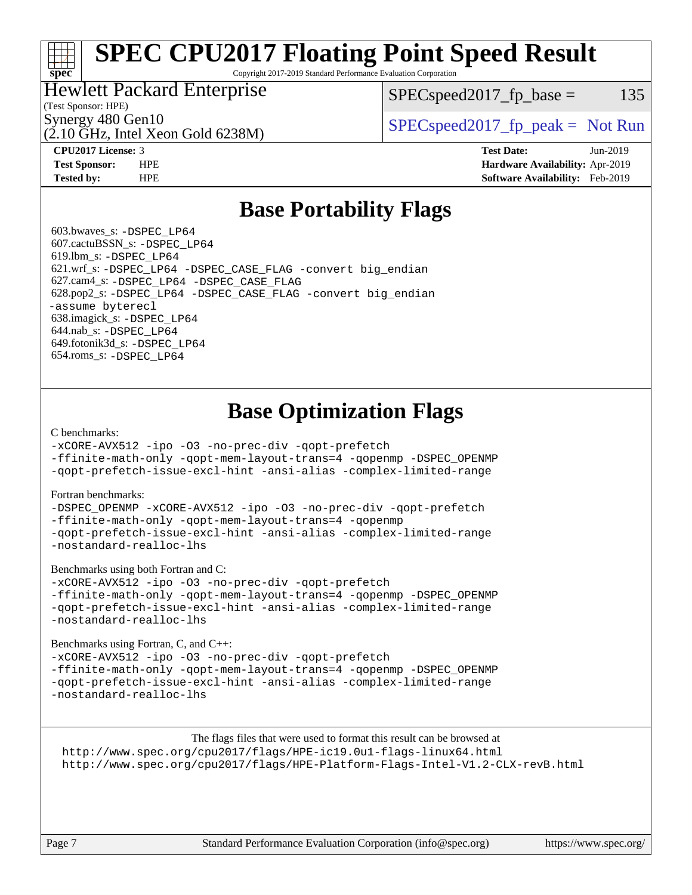# SPEC CPU2017 Floating Point Speed Result

Copyright 2017-2019 Standard Performance Evaluation Corporation

**Hewlett Packard Enterprise**
(Test Sponsor: HPE)

Synergy 480 Gen10
(2.10 GHz, Intel Xeon Gold 6238M)

SPECspeed2017_fp_base = 135

SPECspeed2017_fp_peak = Not Run

| | | | |
|---|---|---|---|
| **CPU2017 License:** | 3 | **Test Date:** | Jun-2019 |
| **Test Sponsor:** | HPE | **Hardware Availability:** | Apr-2019 |
| **Tested by:** | HPE | **Software Availability:** | Feb-2019 |

## Base Portability Flags

603.bwaves_s: `-DSPEC_LP64`
607.cactuBSSN_s: `-DSPEC_LP64`
619.lbm_s: `-DSPEC_LP64`
621.wrf_s: `-DSPEC_LP64 -DSPEC_CASE_FLAG -convert big_endian`
627.cam4_s: `-DSPEC_LP64 -DSPEC_CASE_FLAG`
628.pop2_s: `-DSPEC_LP64 -DSPEC_CASE_FLAG -convert big_endian -assume byterecl`
638.imagick_s: `-DSPEC_LP64`
644.nab_s: `-DSPEC_LP64`
649.fotonik3d_s: `-DSPEC_LP64`
654.roms_s: `-DSPEC_LP64`

## Base Optimization Flags

C benchmarks:

```
-xCORE-AVX512 -ipo -O3 -no-prec-div -qopt-prefetch
-ffinite-math-only -qopt-mem-layout-trans=4 -qopenmp -DSPEC_OPENMP
-qopt-prefetch-issue-excl-hint -ansi-alias -complex-limited-range
```

Fortran benchmarks:

```
-DSPEC_OPENMP -xCORE-AVX512 -ipo -O3 -no-prec-div -qopt-prefetch
-ffinite-math-only -qopt-mem-layout-trans=4 -qopenmp
-qopt-prefetch-issue-excl-hint -ansi-alias -complex-limited-range
-nostandard-realloc-lhs
```

Benchmarks using both Fortran and C:

```
-xCORE-AVX512 -ipo -O3 -no-prec-div -qopt-prefetch
-ffinite-math-only -qopt-mem-layout-trans=4 -qopenmp -DSPEC_OPENMP
-qopt-prefetch-issue-excl-hint -ansi-alias -complex-limited-range
-nostandard-realloc-lhs
```

Benchmarks using Fortran, C, and C++:

```
-xCORE-AVX512 -ipo -O3 -no-prec-div -qopt-prefetch
-ffinite-math-only -qopt-mem-layout-trans=4 -qopenmp -DSPEC_OPENMP
-qopt-prefetch-issue-excl-hint -ansi-alias -complex-limited-range
-nostandard-realloc-lhs
```

The flags files that were used to format this result can be browsed at
http://www.spec.org/cpu2017/flags/HPE-ic19.0u1-flags-linux64.html
http://www.spec.org/cpu2017/flags/HPE-Platform-Flags-Intel-V1.2-CLX-revB.html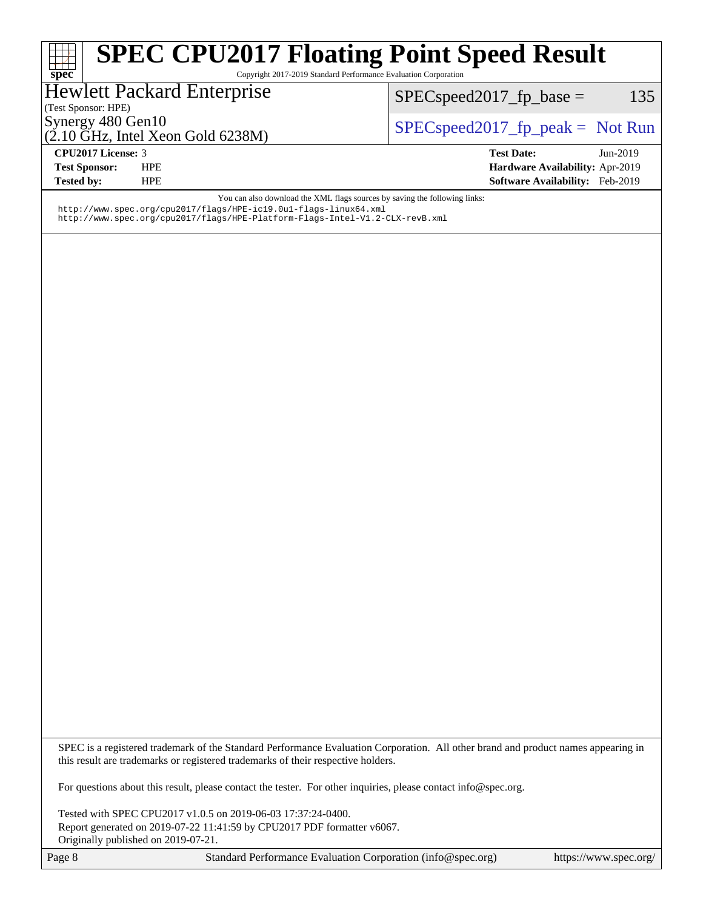# SPEC CPU2017 Floating Point Speed Result

Copyright 2017-2019 Standard Performance Evaluation Corporation

**Hewlett Packard Enterprise**
(Test Sponsor: HPE)
Synergy 480 Gen10
(2.10 GHz, Intel Xeon Gold 6238M)

SPECspeed2017_fp_base = 135

SPECspeed2017_fp_peak = Not Run

**CPU2017 License:** 3
**Test Sponsor:** HPE
**Tested by:** HPE

**Test Date:** Jun-2019
**Hardware Availability:** Apr-2019
**Software Availability:** Feb-2019

You can also download the XML flags sources by saving the following links:

```
http://www.spec.org/cpu2017/flags/HPE-ic19.0u1-flags-linux64.xml
http://www.spec.org/cpu2017/flags/HPE-Platform-Flags-Intel-V1.2-CLX-revB.xml
```

SPEC is a registered trademark of the Standard Performance Evaluation Corporation. All other brand and product names appearing in this result are trademarks or registered trademarks of their respective holders.

For questions about this result, please contact the tester. For other inquiries, please contact info@spec.org.

Tested with SPEC CPU2017 v1.0.5 on 2019-06-03 17:37:24-0400.
Report generated on 2019-07-22 11:41:59 by CPU2017 PDF formatter v6067.
Originally published on 2019-07-21.